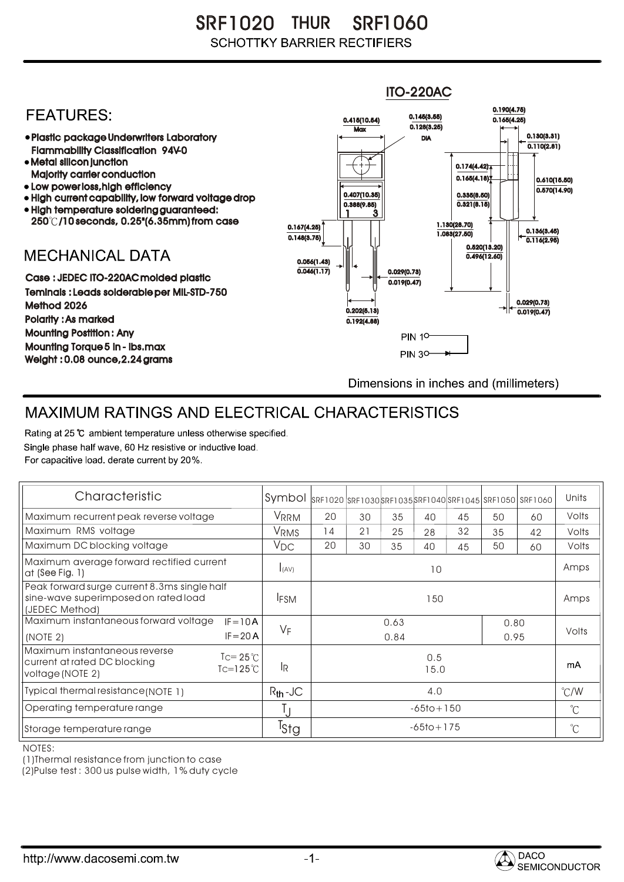# SRF1020 THUR SRF1060

SCHOTTKY BARRIER RECTIFIERS

ITO-220AC

## FEATURES:

- Plastic package Underwriters Laboratory Flammability Classification 94V-0
- Metal silicon junction Majority carrier conduction
- Low power loss,high efficiency
- High current capability, low forward voltage drop
- High temperature soldering guaranteed: 250℃/10 seconds, 0.25"(6.35mm) from case

## MECHANICAL DATA

Case : JEDEC ITO-220AC molded plastic
Teminals : Leads solderable per MIL-STD-750 Method 2026
Polarity : As marked
Mounting Postition : Any
Mounting Torque 5 in - lbs.max
Weight : 0.08 ounce,2.24 grams

0.415(10.54) Max; 0.145(3.55) 0.128(3.25) DIA; 0.190(4.75) 0.165(4.25); 0.130(3.31) 0.110(2.81); 0.174(4.42) 0.165(4.18); 0.610(15.50) 0.570(14.90); 0.407(10.35) 0.388(9.85); 0.335(8.50) 0.321(8.15); 0.167(4.25) 0.148(3.75); 1.130(28.70) 1.083(27.50); 0.136(3.45) 0.116(2.95); 0.520(13.20) 0.495(12.60); 0.056(1.43) 0.046(1.17); 0.029(0.73) 0.019(0.47); 0.202(5.13) 0.192(4.88); 0.029(0.73) 0.019(0.47)

PIN 1, PIN 3

Dimensions in inches and (millimeters)

## MAXIMUM RATINGS AND ELECTRICAL CHARACTERISTICS

Rating at 25 ℃ ambient temperature unless otherwise specified.
Single phase half wave, 60 Hz resistive or inductive load.
For capacitive load. derate current by 20%.

| Characteristic | Symbol | SRF1020 | SRF1030 | SRF1035 | SRF1040 | SRF1045 | SRF1050 | SRF1060 | Units |
|---|---|---|---|---|---|---|---|---|---|
| Maximum recurrent peak reverse voltage | $V_{RRM}$ | 20 | 30 | 35 | 40 | 45 | 50 | 60 | Volts |
| Maximum RMS voltage | $V_{RMS}$ | 14 | 21 | 25 | 28 | 32 | 35 | 42 | Volts |
| Maximum DC blocking voltage | $V_{DC}$ | 20 | 30 | 35 | 40 | 45 | 50 | 60 | Volts |
| Maximum average forward rectified current at (See Fig. 1) | $I_{(AV)}$ | 10 | | | | | | | Amps |
| Peak forward surge current 8.3ms single half sine-wave superimposed on rated load (JEDEC Method) | $I_{FSM}$ | 150 | | | | | | | Amps |
| Maximum instantaneous forward voltage (NOTE 2) IF=10A | $V_F$ | 0.63 | | | | | 0.80 | | Volts |
| IF=20A | | 0.84 | | | | | 0.95 | | |
| Maximum instantaneous reverse current at rated DC blocking voltage (NOTE 2) TC=25℃ | $I_R$ | 0.5 | | | | | | | mA |
| TC=125℃ | | 15.0 | | | | | | | |
| Typical thermal resistance (NOTE 1) | $R_{th}$-JC | 4.0 | | | | | | | ℃/W |
| Operating temperature range | $T_J$ | -65to+150 | | | | | | | ℃ |
| Storage temperature range | $T_{Stg}$ | -65to+175 | | | | | | | ℃ |

NOTES:
(1)Thermal resistance from junction to case
(2)Pulse test : 300 us pulse width, 1% duty cycle

http://www.dacosemi.com.tw

DACO SEMICONDUCTOR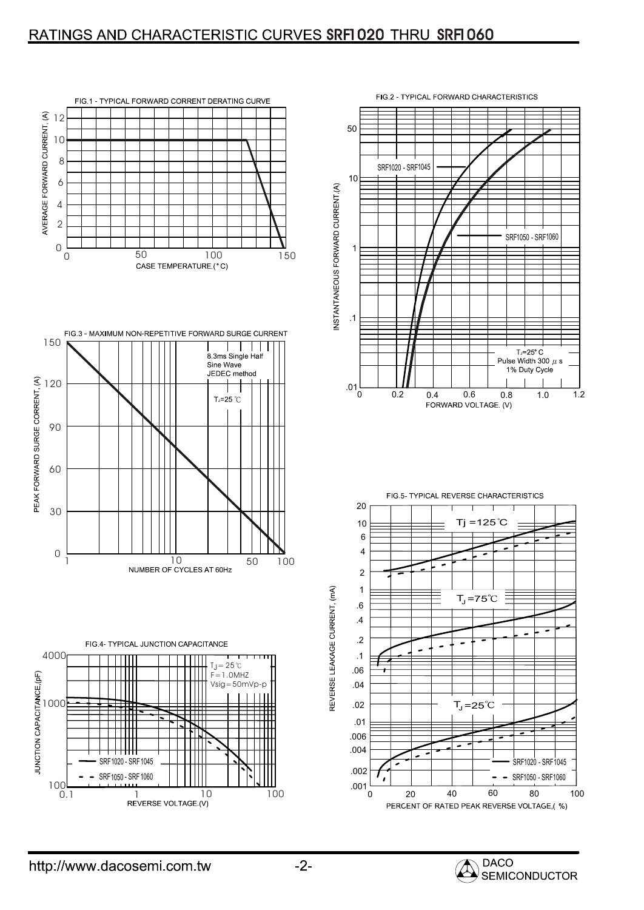# RATINGS AND CHARACTERISTIC CURVES SRF1020 THRU SRF1060

FIG.1 - TYPICAL FORWARD CURRENT DERATING CURVE

AVERAGE FORWARD CURRENT, (A)

12
10
8
6
4
2
0

0 50 100 150

CASE TEMPERATURE.(°C)

FIG.2 - TYPICAL FORWARD CHARACTERISTICS

INSTANTANEOUS FORWARD CURRENT,(A)

50
10
1
.1
.01

SRF1020 - SRF1045

SRF1050 - SRF1060

$T_J$=25° C
Pulse Width 300 $\mu$ s
1% Duty Cycle

0 0.2 0.4 0.6 0.8 1.0 1.2

FORWARD VOLTAGE. (V)

FIG.3 - MAXIMUM NON-REPETITIVE FORWARD SURGE CURRENT

PEAK FORWARD SURGE CORRENT, (A)

150
120
90
60
30
0

8.3ms Single Half
Sine Wave
JEDEC method

$T_J$=25 ℃

1 10 50 100

NUMBER OF CYCLES AT 60Hz

FIG.4- TYPICAL JUNCTION CAPACITANCE

JUNCTION CAPACITANCE,(pF)

4000
1000
100

$T_J$ = 25 ℃
F=1.0MHZ
Vsig=50mVp-p

SRF1020 - SRF1045
SRF1050 - SRF1060

0.1 1 10 100

REVERSE VOLTAGE.(V)

FIG.5- TYPICAL REVERSE CHARACTERISTICS

REVERSE LEAKAGE CURRENT, (mA)

20
10
6
4
2
1
.6
.4
.2
.1
.06
.04
.02
.01
.006
.004
.002
.001

Tj =125℃

$T_J$ =75℃

$T_J$ =25℃

SRF1020 - SRF1045
SRF1050 - SRF1060

0 20 40 60 80 100

PERCENT OF RATED PEAK REVERSE VOLTAGE,( %)

http://www.dacosemi.com.tw

DACO SEMICONDUCTOR